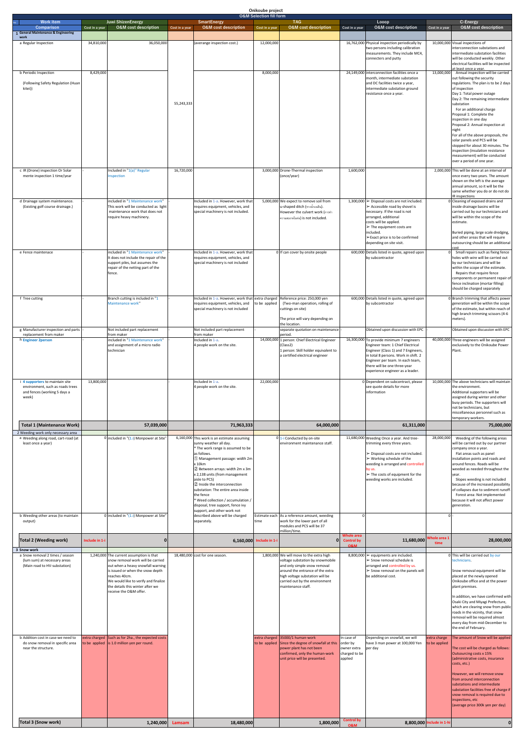# Onikoube project

## O&M Selection fill form

| No | Work item | Juwi ShizenEnergy | | SmartEnergy | | TAG | | Looop | | C-Energy | |
|---|---|---|---|---|---|---|---|---|---|---|---|
| | Comparison | Cost in a year | O&M cost description | Cost in a year | O&M cost description | Cost in a year | O&M cost description | Cost in a year | O&M cost description | Cost in a year | O&M cost description |
| 1 | General Maintenance & Engineering work | | | | | | | | | | |
| a | Regular Inspection | 34,810,000 | 36,050,000 | 55,243,333 | (averange inspection cost.) | 12,000,000 | | 16,762,000 | Physical inspection periodically by two persons including calibration measurements. They include MC4, connecters and putty | 10,000,000 | Visual inspections of interconnection substations and intermediate substation facilities will be conducted weekly. Other electrical facilities will be inspected at least once a year. |
| b | Periodic Inspection (Following Safety Regulation (Huan kitei)) | 8,429,000 | | | | 8,000,000 | | 24,149,000 | Interconnection facilities once a month, intermediate substation and DC facilities twice a year, intermediate substation ground resistance once a year. | 13,000,000 | Annual inspection will be carried out following the security regulations. The plan is to be 2 days of inspection Day 1: Total power outage Day 2: The remaining intermediate substation For an additional charge Proposal 1: Complete the inspection in one day Proposal 2: Annual inspection at night For all of the above proposals, the solar panels and PCS will be stopped for about 30 minutes. The inspection (insulation resistance measurement) will be conducted over a period of one year. |
| c | IR (Drone) inspection Or Solar mente inspection 1 time/year | - | Included in "1(a)" Regular Inspection | 16,720,000 | | 3,000,000 | Drone-Thermal inspection (once/year) | 1,600,000 | | 2,000,000 | This will be done at an interval of once every two years. The amount shown on the left is the average annual amount, so it will be the same whether you do or do not do IR inspections |
| d | Drainage system maintenance. (Existing golf course drainage.) | - | included in "1 Maintenance work" This work will be conducted as light maintenance work that does not require heavy machinery. | - | Included in 1-a. However, work that requires equipment, vehicles, and special machinery is not included. | 5,000,000 | We expect to remove soil from u-shaped ditch (ทางน้ำรูปตัวยู). However the culvert work (การทำทางระบายน้ำใต้ดิน) is not included. | 1,300,000 | ➢ Disposal costs are not included. ➢ Accessible road by shovel is necessary. If the road is not arranged, additional costs will be applied. ➢ The equipment costs are included. ➢Exact price is to be confirmed depending on site visit. | 0 | Cleaning of exposed drains and inside drainage basins will be carried out by our technicians and will be within the scope of the estimate. Buried piping, large scale dredging, and other areas that will require outsourcing should be an additional cost |
| e | Fence maintenace | - | included in "1 Maintenance work" It does not include the repair of the support piles, but assumes the repair of the netting part of the fence. | - | Included in 1-a. However, work that requires equipment, vehicles, and special machinery is not included | 0 | If can cover by onsite people | 600,000 | Details listed in quote, agreed upon by subcontractor | 0 | Small repairs such as fixing fence holes with wire will be carried out by our technicians and will be within the scope of the estimate. Repairs that require fence components or permanent repair of fence inclination (mortar filling) should be charged separately |
| f | Tree cutting | - | Branch cutting is included in "1 Maintenance work" | - | Included in 1-a. However, work that requires equipment, vehicles, and special machinery is not included | extra charged to be applied | Reference price: 250,000 yen (Two-man operation, rolling of cuttings on site) The price will vary depending on the location. | 600,000 | Details listed in quote, agreed upon by subcontractor | 0 | Branch trimming that affects power generation will be within the scope of the estimate, but within reach of high branch trimming scissors (4-6 meters). |
| g | Manufacturer inspection and parts replacement from maker | - | Not included part replacement from maker | - | Not included part replacement from maker | - | separate quotation on maintenance period. | - | Obtained upon discussion with EPC | - | Obtained upon discussion with EPC |
| h | Engineer 2person | - | included in "1 Maintenance work" and assignment of a micro radio technician | - | Included in 1-a. 4 people work on the site. | 14,000,000 | 1 person: Chief Electrical Engineer (Class2) 1 person: Skill holder equivalent to a certified electrical engineer | 16,300,000 | To provide minimum 7 engineers Engineer team: 1 Chief Electrical Engineer (Class 1) and 7 Engineers, in total 8 persons. Work in shift. 2 Engineer per team. In each team, there will be one three-year experience engineer as a leader. | 40,000,000 | Three engineers will be assigned exclusively to the Onikoube Power Plant. |
| i | 4 supporters to maintain site environment, such as roads trees and fences (working 5 days a week) | 13,800,000 | | - | Included in 1-a. 4 people work on the site. | 22,000,000 | | 0 | Dependent on subcontract, please see quote details for more information | 10,000,000 | The above technicians will maintain the environment. Additional supporters will be assigned during winter and other busy periods. The supporters will not be technicians, but miscellaneous personnel such as temporary workers. |
| | Total 1 (Maintenance Work) | | 57,039,000 | | 71,963,333 | | 64,000,000 | | 61,311,000 | | 75,000,000 |
| 2 | Weeding work only necessary area | | | | | | | | | | |
| a | Weeding along road, cart-road (at least once a year) | 0 | included in "(1.i) Monpower at Site" | 6,160,000 | This work is an estimate assuming sunny weather all day. * The work range is assumed to be as follows. ① Management passage: width 2m x 10km ② Between arrays: width 2m x 3m x 2,138 units (from management aisle to PCS) ③ Inside the interconnection substation: The entire area inside the fence * Weed collection / accumulation / disposal, tree support, fence ivy support, and other work not described above will be charged separately. | 0 | 1-i Conducted by on-site environment maintenance staff. | 11,680,000 | Weeding Once a year. And tree-trimming every three years. ➢ Disposal costs are not included. ➢ Working schedule of the weeding is arranged and controlled by us. ➢ The costs of equipment for the weeding works are included. | 28,000,000 | Weeding of the following areas will be carried out by our partner company once a year. Flat areas such as panel installation points and roads and around fences. Roads will be weeded as needed throughout the year. Slopes weeding is not included because of the increased possiblity of collapses due to sediment runoff. Forest area: Not implemented because it will not affect power generation. |
| b | Weeding other areas (to maintain output) | 0 | included in "(1.i) Monpower at Site" | | | Estimate each time | As a reference amount, weeding work for the lower part of all modules and PCS will be 37 million/time. | 0 | | 0 | - |
| | Total 2 (Weeding work) | Include in 1-i | 0 | | 6,160,000 | Include in 1-i | 0 | Whole area Control by O&M | 11,680,000 | Whole area 1 time | 28,000,000 |
| 3 | Snow work | | | | | | | | | | |
| a | Snow removal 2 times / season (lum sum) at necessary areas (Main road to HV-substation) | 1,240,000 | The current assumption is that snow removal work will be carried out when a heavy snowfall warning is issued or when the snow depth reaches 40cm. We would like to verify and finalize the details this winter after we receive the O&M offer. | 18,480,000 | cost for one season. | 1,800,000 | We will move to the extra high voltage substation by snowmobile and only simple snow removal around the entrance of the extra high voltage substation will be carried out by the environment maintenance staff. | 8,800,000 | ➢ equipments are included. ➢ Snow removal schedule is arranged and controlled by us. ➢ Snow removal on the panels will be additional cost. | 0 | This will be carried out by our technicians. Snow removal equipment will be placed at the newly opened Onikoube office and at the power plant premises. In addition, we have confirmed with Osaki City and Miyagi Prefecture, which are clearing snow from public roads in the vicinity, that snow removal will be required almost every day from mid-December to the end of February. |
| b | Addition cost in case we need to do snow removal in specific area near the structure. | extra charged to be applied | Such as for 2ha., the expected costs is 1.0 million yen per round. | | | extra charged to be applied | 35000/1 human-work Since the degree of snowfall at this power plant has not been confirmed, only the human-work unit price will be presented. | In case of order by owner extra charged to be applied | Depending on snowfall, we will have 3 man power at 100,000 Yen per day | extra charge to be applied | The amount of Snow will be applied The cost will be charged as follows: Outsourcing costs x 15% (administrative costs, insurance costs, etc.) However, we will remove snow from around interconnection substations and intermediate substation facilities free of charge if snow removal is required due to inspections, etc (average price 300k yen per day) |
| | Total 3 (Snow work) | | 1,240,000 | Lamsam | 18,480,000 | | 1,800,000 | Control by O&M | 8,800,000 | Include in 1-hi | 0 |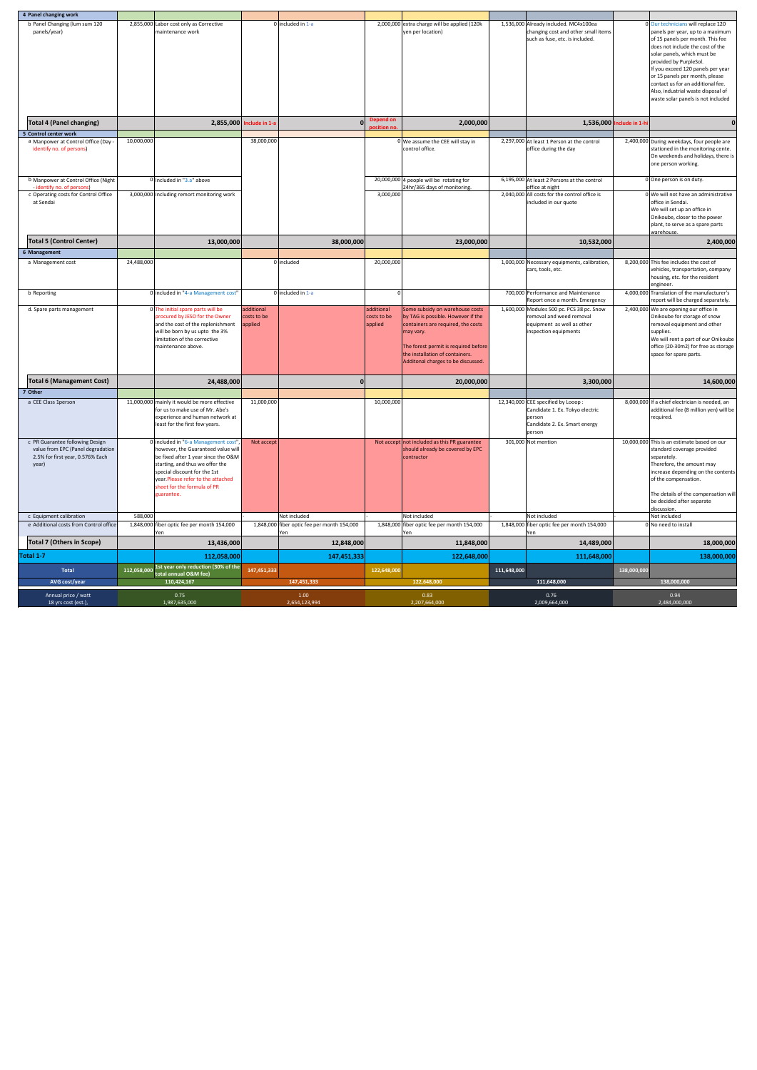| | | | | | | | | | | |
|---|---|---|---|---|---|---|---|---|---|---|
| **4 Panel changing work** | | | | | | | | | | |
| b Panel Changing (lum sum 120 panels/year) | 2,855,000 | Labor cost only as Corrective maintenance work | 0 | included in 1-a | 2,000,000 | extra charge will be applied (120k yen per location) | 1,536,000 | Already included. MC4x100ea changing cost and other small items such as fuse, etc. is included. | 0 | Our technicians will replace 120 panels per year, up to a maximum of 15 panels per month. This fee does not include the cost of the solar panels, which must be provided by PurpleSol. If you exceed 120 panels per year or 15 panels per month, please contact us for an additional fee. Also, industrial waste disposal of waste solar panels is not included |
| **Total 4 (Panel changing)** | | 2,855,000 | Include in 1-a | 0 | Depend on position no. | 2,000,000 | | 1,536,000 | Include in 1-hi | 0 |
| **5 Control center work** | | | | | | | | | | |
| a Manpower at Control Office (Day - identify no. of persons) | 10,000,000 | | 38,000,000 | | | 0 We assume the CEE will stay in control office. | 2,297,000 | At least 1 Person at the control office during the day | 2,400,000 | During weekdays, four people are stationed in the monitoring cente. On weekends and holidays, there is one person working. |
| b Manpower at Control Office (Night - identify no. of persons) | 0 | Included in "3.a" above | | | 20,000,000 | 4 people will be rotating for 24hr/365 days of monitoring. | 6,195,000 | At least 2 Persons at the control office at night | 0 | One person is on duty. |
| c Operating costs for Control Office at Sendai | 3,000,000 | Including remort monitoring work | | | 3,000,000 | | 2,040,000 | All costs for the control office is included in our quote | 0 | We will not have an administrative office in Sendai. We will set up an office in Onikoube, closer to the power plant, to serve as a spare parts warehouse. |
| **Total 5 (Control Center)** | | 13,000,000 | | 38,000,000 | | 23,000,000 | | 10,532,000 | | 2,400,000 |
| **6 Management** | | | | | | | | | | |
| a Management cost | 24,488,000 | | 0 | included | 20,000,000 | | 1,000,000 | Necessary equipments, calibration, cars, tools, etc. | 8,200,000 | This fee includes the cost of vehicles, transportation, company housing, etc. for the resident engineer. |
| b Reporting | 0 | included in "4-a Management cost" | 0 | included in 1-a | 0 | | 700,000 | Performance and Maintenance Report once a month. Emergency | 4,000,000 | Translation of the manufacturer's report will be charged separately. |
| d. Spare parts management | 0 | The initial spare parts will be procured by JESD for the Owner and the cost of the replenishment will be born by us upto the 3% limitation of the corrective maintenance above. | additional costs to be applied | | additional costs to be applied | Some subsidy on warehouse costs by TAG is possible. However if the containers are required, the costs may vary. The forest permit is required before the installation of containers. Additonal charges to be discussed. | 1,600,000 | Modules 500 pc. PCS 38 pc. Snow removal and weed removal equipment as well as other inspection equipments | 2,400,000 | We are opening our office in Onikoube for storage of snow removal equipment and other supplies. We will rent a part of our Onikoube office (20-30m2) for free as storage space for spare parts. |
| **Total 6 (Management Cost)** | | 24,488,000 | | 0 | | 20,000,000 | | 3,300,000 | | 14,600,000 |
| **7 Other** | | | | | | | | | | |
| a CEE Class 1person | 11,000,000 | mainly it would be more effective for us to make use of Mr. Abe's experience and human network at least for the first few years. | 11,000,000 | | 10,000,000 | | 12,340,000 | CEE specified by Looop : Candidate 1. Ex. Tokyo electric person Candidate 2. Ex. Smart energy person | 8,000,000 | If a chief electrician is needed, an additional fee (8 million yen) will be required. |
| c PR Guarantee following Design value from EPC (Panel degradation 2.5% for first year, 0.576% Each year) | 0 | included in "6-a Management cost", however, the Guaranteed value will be fixed after 1 year since the O&M starting, and thus we offer the special discount for the 1st year.Please refer to the attached sheet for the formula of PR guarantee. | Not accept | | Not accept | not included as this PR guarantee should already be covered by EPC contractor | 301,000 | Not mention | 10,000,000 | This is an estimate based on our standard coverage provided separately. Therefore, the amount may increase depending on the contents of the compensation. The details of the compensation will be decided after separate discussion. |
| c Equipment calibration | 588,000 | | - | Not included | - | Not included | - | Not included | - | Not included |
| e Additional costs from Control office | 1,848,000 | fiber optic fee per month 154,000 Yen | 1,848,000 | fiber optic fee per month 154,000 Yen | 1,848,000 | fiber optic fee per month 154,000 Yen | 1,848,000 | fiber optic fee per month 154,000 Yen | 0 | No need to install |
| **Total 7 (Others in Scope)** | | 13,436,000 | | 12,848,000 | | 11,848,000 | | 14,489,000 | | 18,000,000 |
| **Total 1-7** | | 112,058,000 | | 147,451,333 | | 122,648,000 | | 111,648,000 | | 138,000,000 |
| **Total** | 112,058,000 | 1st year only reduction (30% of the total annual O&M fee) | 147,451,333 | | 122,648,000 | | 111,648,000 | | 138,000,000 | |
| **AVG cost/year** | | 110,424,167 | | 147,451,333 | | 122,648,000 | | 111,648,000 | | 138,000,000 |
| Annual price / watt | | 0.75 | | 1.00 | | 0.83 | | 0.76 | | 0.94 |
| 18 yrs cost (est.), | | 1,987,635,000 | | 2,654,123,994 | | 2,207,664,000 | | 2,009,664,000 | | 2,484,000,000 |